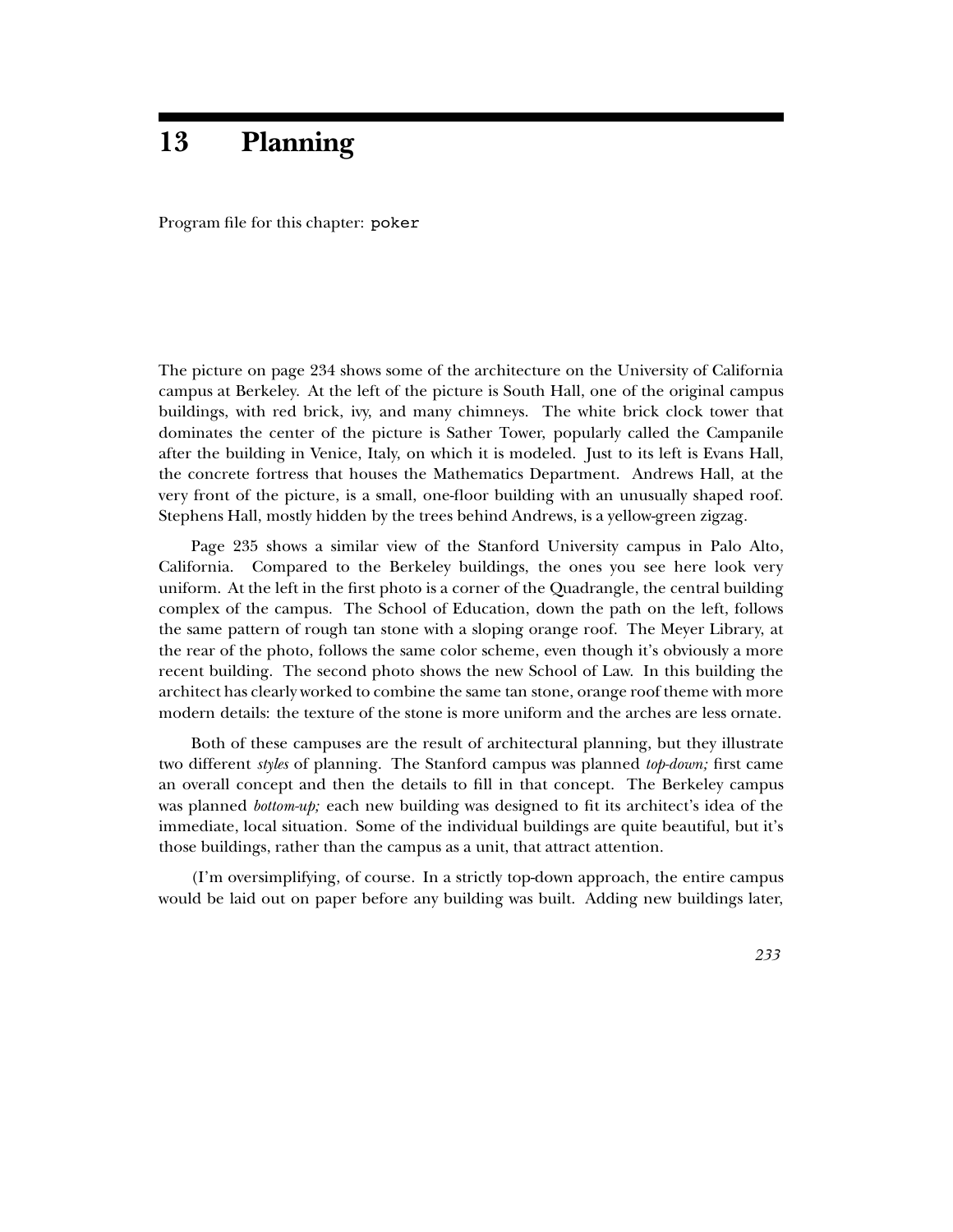# 13 Planning

Program file for this chapter: `poker`

The picture on page 234 shows some of the architecture on the University of California campus at Berkeley. At the left of the picture is South Hall, one of the original campus buildings, with red brick, ivy, and many chimneys. The white brick clock tower that dominates the center of the picture is Sather Tower, popularly called the Campanile after the building in Venice, Italy, on which it is modeled. Just to its left is Evans Hall, the concrete fortress that houses the Mathematics Department. Andrews Hall, at the very front of the picture, is a small, one-floor building with an unusually shaped roof. Stephens Hall, mostly hidden by the trees behind Andrews, is a yellow-green zigzag.

Page 235 shows a similar view of the Stanford University campus in Palo Alto, California. Compared to the Berkeley buildings, the ones you see here look very uniform. At the left in the first photo is a corner of the Quadrangle, the central building complex of the campus. The School of Education, down the path on the left, follows the same pattern of rough tan stone with a sloping orange roof. The Meyer Library, at the rear of the photo, follows the same color scheme, even though it's obviously a more recent building. The second photo shows the new School of Law. In this building the architect has clearly worked to combine the same tan stone, orange roof theme with more modern details: the texture of the stone is more uniform and the arches are less ornate.

Both of these campuses are the result of architectural planning, but they illustrate two different *styles* of planning. The Stanford campus was planned *top-down;* first came an overall concept and then the details to fill in that concept. The Berkeley campus was planned *bottom-up;* each new building was designed to fit its architect's idea of the immediate, local situation. Some of the individual buildings are quite beautiful, but it's those buildings, rather than the campus as a unit, that attract attention.

(I'm oversimplifying, of course. In a strictly top-down approach, the entire campus would be laid out on paper before any building was built. Adding new buildings later,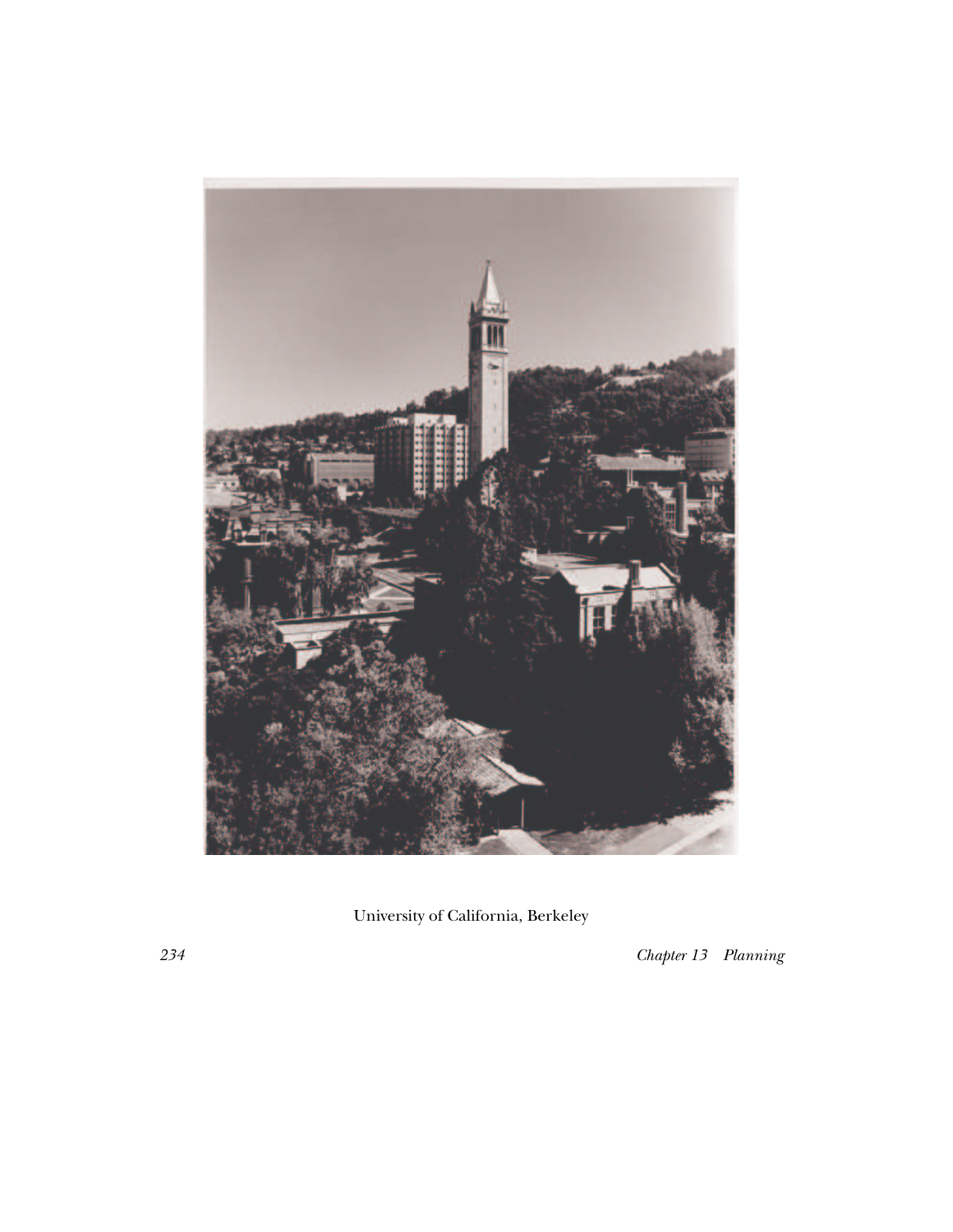University of California, Berkeley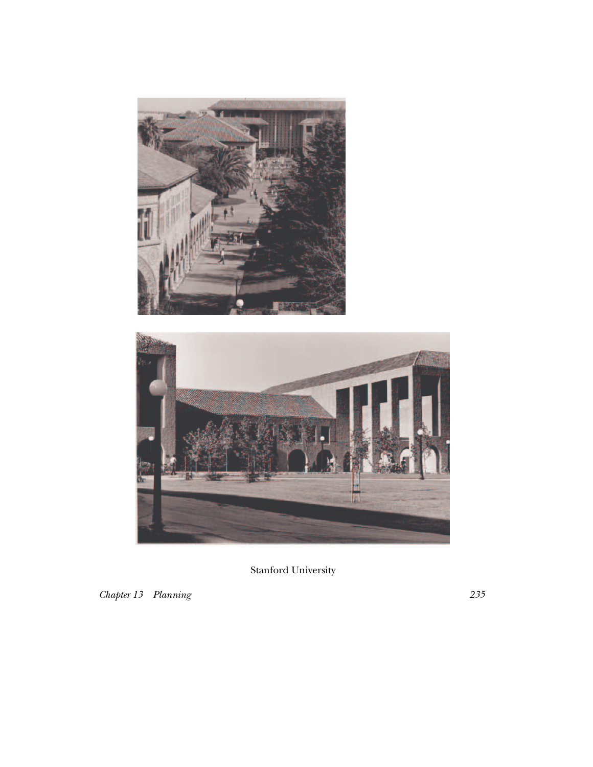Stanford University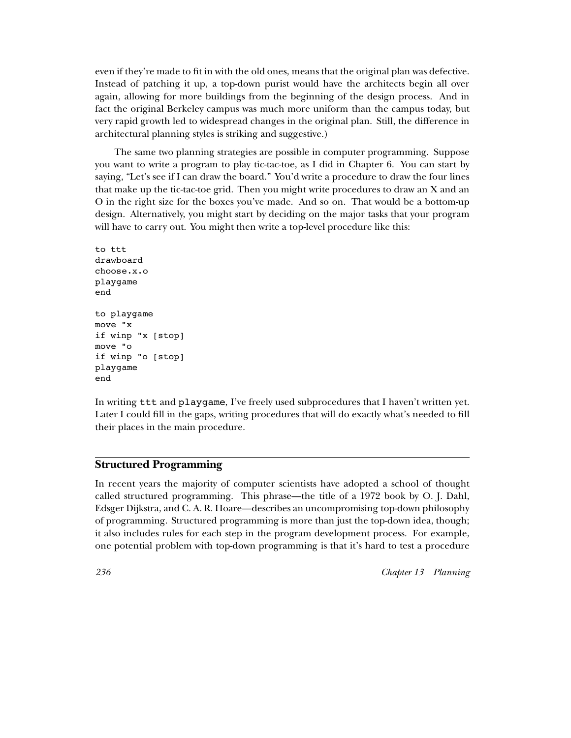even if they're made to fit in with the old ones, means that the original plan was defective. Instead of patching it up, a top-down purist would have the architects begin all over again, allowing for more buildings from the beginning of the design process. And in fact the original Berkeley campus was much more uniform than the campus today, but very rapid growth led to widespread changes in the original plan. Still, the difference in architectural planning styles is striking and suggestive.)

The same two planning strategies are possible in computer programming. Suppose you want to write a program to play tic-tac-toe, as I did in Chapter 6. You can start by saying, "Let's see if I can draw the board." You'd write a procedure to draw the four lines that make up the tic-tac-toe grid. Then you might write procedures to draw an X and an O in the right size for the boxes you've made. And so on. That would be a bottom-up design. Alternatively, you might start by deciding on the major tasks that your program will have to carry out. You might then write a top-level procedure like this:

```
to ttt
drawboard
choose.x.o
playgame
end

to playgame
move "x
if winp "x [stop]
move "o
if winp "o [stop]
playgame
end
```

In writing `ttt` and `playgame`, I've freely used subprocedures that I haven't written yet. Later I could fill in the gaps, writing procedures that will do exactly what's needed to fill their places in the main procedure.

## Structured Programming

In recent years the majority of computer scientists have adopted a school of thought called structured programming. This phrase—the title of a 1972 book by O. J. Dahl, Edsger Dijkstra, and C. A. R. Hoare—describes an uncompromising top-down philosophy of programming. Structured programming is more than just the top-down idea, though; it also includes rules for each step in the program development process. For example, one potential problem with top-down programming is that it's hard to test a procedure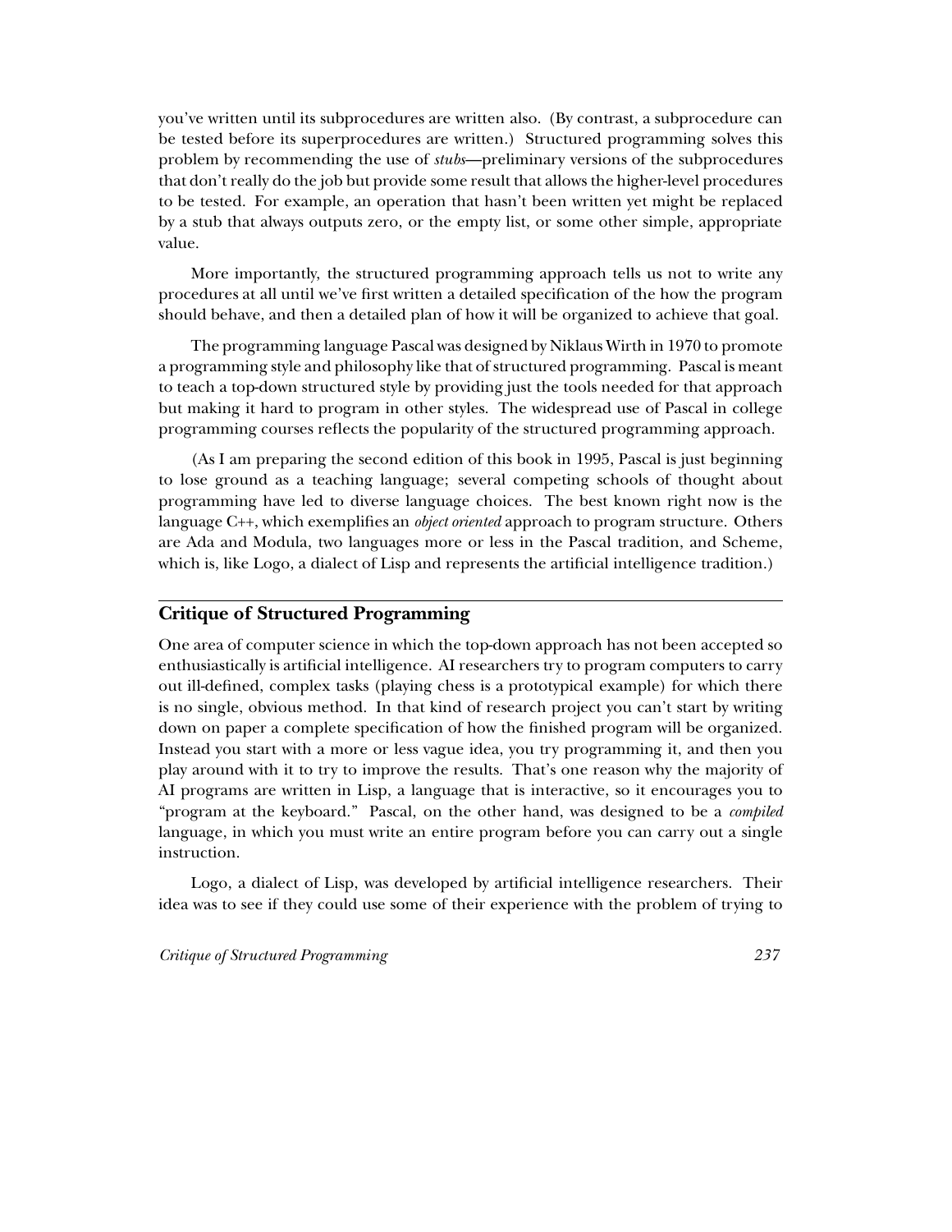you've written until its subprocedures are written also. (By contrast, a subprocedure can be tested before its superprocedures are written.) Structured programming solves this problem by recommending the use of *stubs*—preliminary versions of the subprocedures that don't really do the job but provide some result that allows the higher-level procedures to be tested. For example, an operation that hasn't been written yet might be replaced by a stub that always outputs zero, or the empty list, or some other simple, appropriate value.

More importantly, the structured programming approach tells us not to write any procedures at all until we've first written a detailed specification of the how the program should behave, and then a detailed plan of how it will be organized to achieve that goal.

The programming language Pascal was designed by Niklaus Wirth in 1970 to promote a programming style and philosophy like that of structured programming. Pascal is meant to teach a top-down structured style by providing just the tools needed for that approach but making it hard to program in other styles. The widespread use of Pascal in college programming courses reflects the popularity of the structured programming approach.

(As I am preparing the second edition of this book in 1995, Pascal is just beginning to lose ground as a teaching language; several competing schools of thought about programming have led to diverse language choices. The best known right now is the language C++, which exemplifies an *object oriented* approach to program structure. Others are Ada and Modula, two languages more or less in the Pascal tradition, and Scheme, which is, like Logo, a dialect of Lisp and represents the artificial intelligence tradition.)

## Critique of Structured Programming

One area of computer science in which the top-down approach has not been accepted so enthusiastically is artificial intelligence. AI researchers try to program computers to carry out ill-defined, complex tasks (playing chess is a prototypical example) for which there is no single, obvious method. In that kind of research project you can't start by writing down on paper a complete specification of how the finished program will be organized. Instead you start with a more or less vague idea, you try programming it, and then you play around with it to try to improve the results. That's one reason why the majority of AI programs are written in Lisp, a language that is interactive, so it encourages you to "program at the keyboard." Pascal, on the other hand, was designed to be a *compiled* language, in which you must write an entire program before you can carry out a single instruction.

Logo, a dialect of Lisp, was developed by artificial intelligence researchers. Their idea was to see if they could use some of their experience with the problem of trying to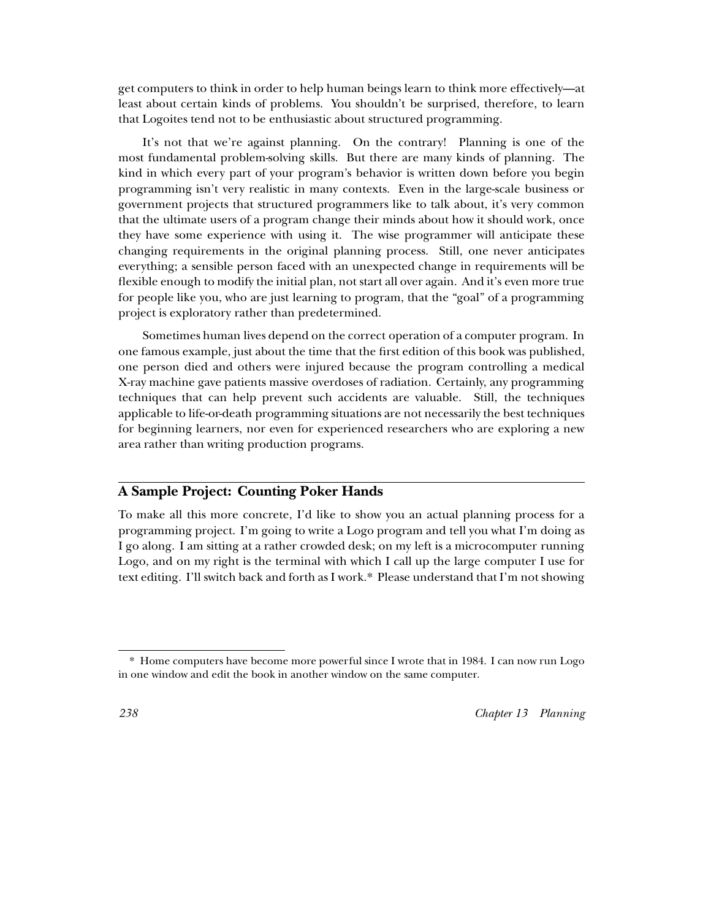get computers to think in order to help human beings learn to think more effectively—at least about certain kinds of problems. You shouldn't be surprised, therefore, to learn that Logoites tend not to be enthusiastic about structured programming.

It's not that we're against planning. On the contrary! Planning is one of the most fundamental problem-solving skills. But there are many kinds of planning. The kind in which every part of your program's behavior is written down before you begin programming isn't very realistic in many contexts. Even in the large-scale business or government projects that structured programmers like to talk about, it's very common that the ultimate users of a program change their minds about how it should work, once they have some experience with using it. The wise programmer will anticipate these changing requirements in the original planning process. Still, one never anticipates everything; a sensible person faced with an unexpected change in requirements will be flexible enough to modify the initial plan, not start all over again. And it's even more true for people like you, who are just learning to program, that the "goal" of a programming project is exploratory rather than predetermined.

Sometimes human lives depend on the correct operation of a computer program. In one famous example, just about the time that the first edition of this book was published, one person died and others were injured because the program controlling a medical X-ray machine gave patients massive overdoses of radiation. Certainly, any programming techniques that can help prevent such accidents are valuable. Still, the techniques applicable to life-or-death programming situations are not necessarily the best techniques for beginning learners, nor even for experienced researchers who are exploring a new area rather than writing production programs.

## A Sample Project: Counting Poker Hands

To make all this more concrete, I'd like to show you an actual planning process for a programming project. I'm going to write a Logo program and tell you what I'm doing as I go along. I am sitting at a rather crowded desk; on my left is a microcomputer running Logo, and on my right is the terminal with which I call up the large computer I use for text editing. I'll switch back and forth as I work.* Please understand that I'm not showing

* Home computers have become more powerful since I wrote that in 1984. I can now run Logo in one window and edit the book in another window on the same computer.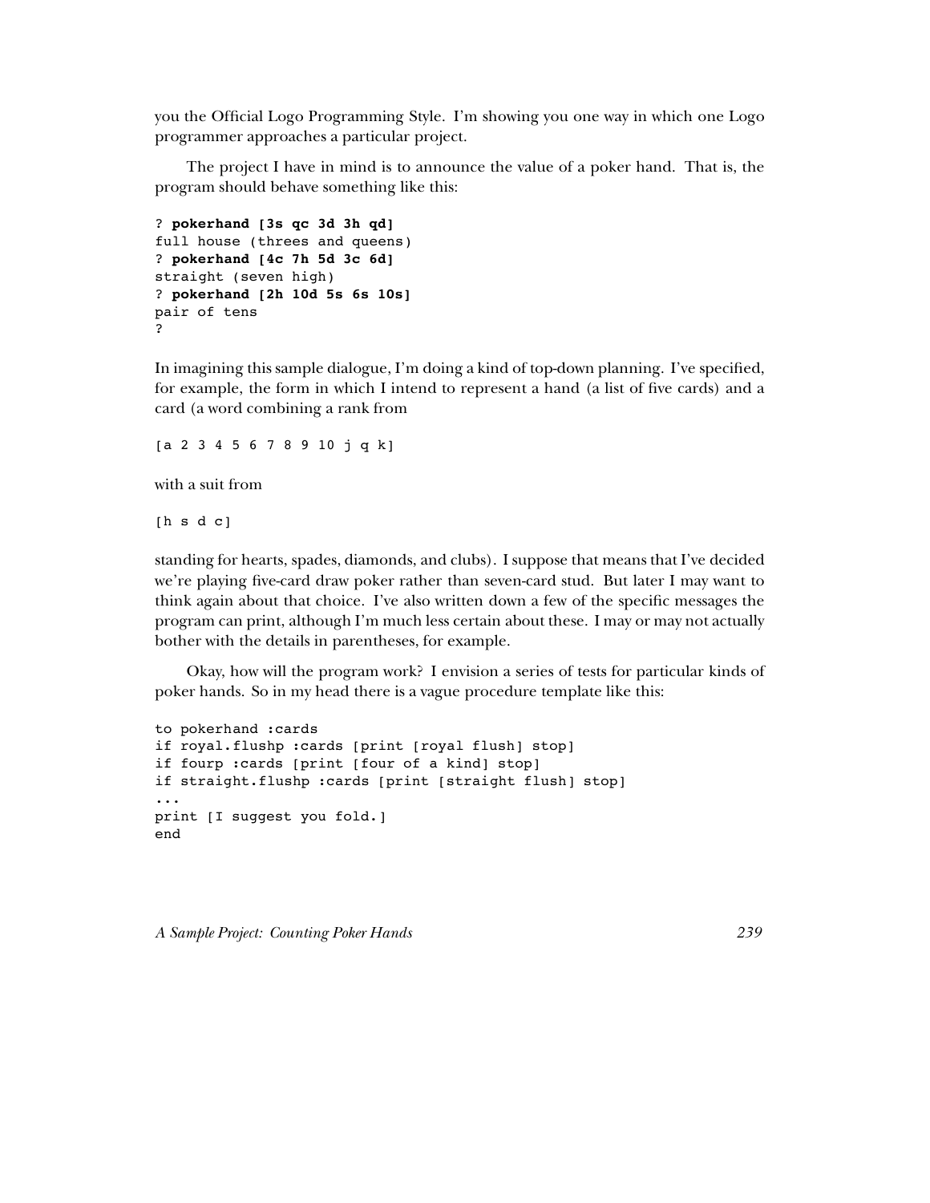you the Official Logo Programming Style. I'm showing you one way in which one Logo programmer approaches a particular project.

The project I have in mind is to announce the value of a poker hand. That is, the program should behave something like this:

```
? pokerhand [3s qc 3d 3h qd]
full house (threes and queens)
? pokerhand [4c 7h 5d 3c 6d]
straight (seven high)
? pokerhand [2h 10d 5s 6s 10s]
pair of tens
?
```

In imagining this sample dialogue, I'm doing a kind of top-down planning. I've specified, for example, the form in which I intend to represent a hand (a list of five cards) and a card (a word combining a rank from

```
[a 2 3 4 5 6 7 8 9 10 j q k]
```

with a suit from

```
[h s d c]
```

standing for hearts, spades, diamonds, and clubs). I suppose that means that I've decided we're playing five-card draw poker rather than seven-card stud. But later I may want to think again about that choice. I've also written down a few of the specific messages the program can print, although I'm much less certain about these. I may or may not actually bother with the details in parentheses, for example.

Okay, how will the program work? I envision a series of tests for particular kinds of poker hands. So in my head there is a vague procedure template like this:

```
to pokerhand :cards
if royal.flushp :cards [print [royal flush] stop]
if fourp :cards [print [four of a kind] stop]
if straight.flushp :cards [print [straight flush] stop]
...
print [I suggest you fold.]
end
```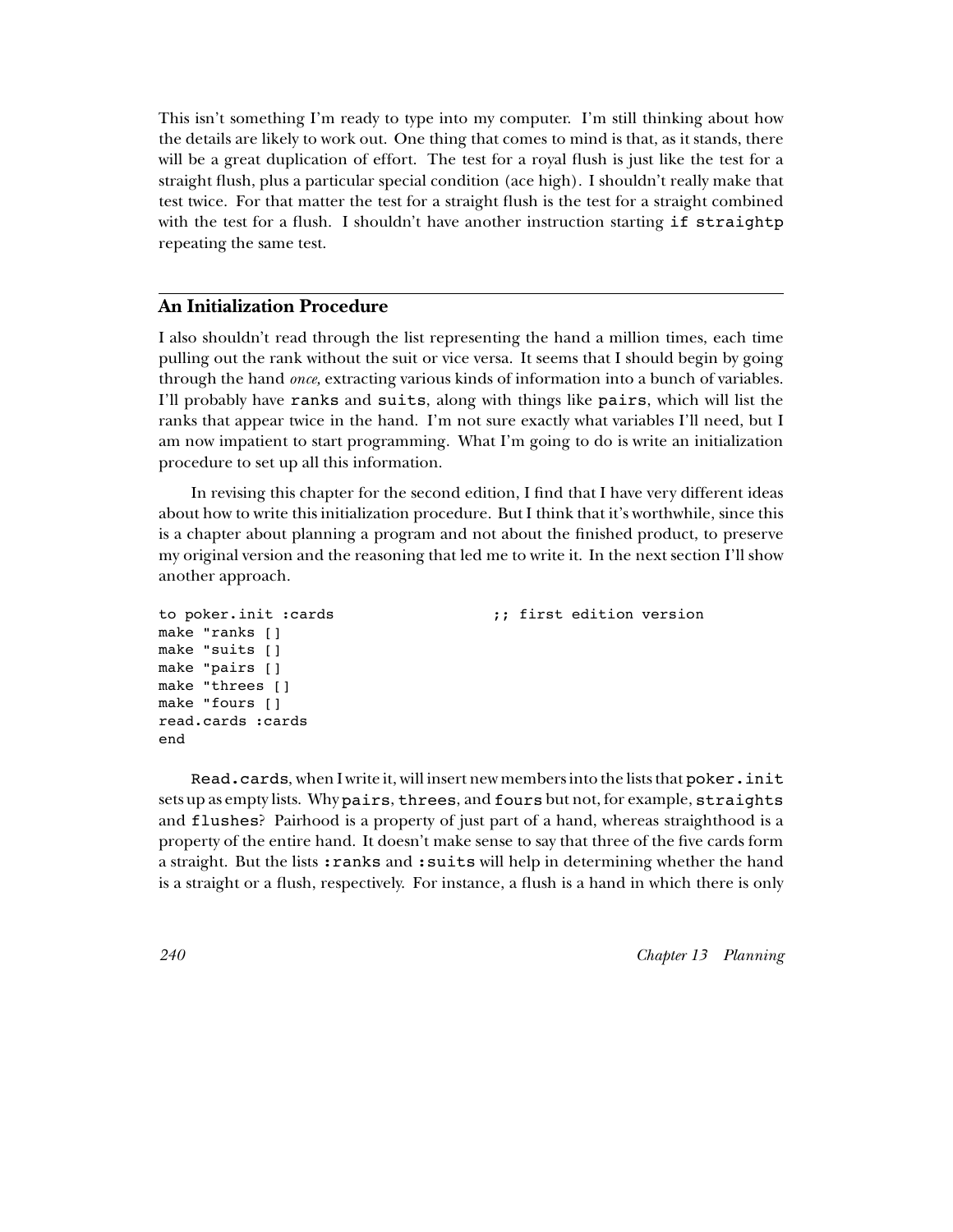This isn't something I'm ready to type into my computer. I'm still thinking about how the details are likely to work out. One thing that comes to mind is that, as it stands, there will be a great duplication of effort. The test for a royal flush is just like the test for a straight flush, plus a particular special condition (ace high). I shouldn't really make that test twice. For that matter the test for a straight flush is the test for a straight combined with the test for a flush. I shouldn't have another instruction starting `if straightp` repeating the same test.

## An Initialization Procedure

I also shouldn't read through the list representing the hand a million times, each time pulling out the rank without the suit or vice versa. It seems that I should begin by going through the hand *once,* extracting various kinds of information into a bunch of variables. I'll probably have `ranks` and `suits`, along with things like `pairs`, which will list the ranks that appear twice in the hand. I'm not sure exactly what variables I'll need, but I am now impatient to start programming. What I'm going to do is write an initialization procedure to set up all this information.

In revising this chapter for the second edition, I find that I have very different ideas about how to write this initialization procedure. But I think that it's worthwhile, since this is a chapter about planning a program and not about the finished product, to preserve my original version and the reasoning that led me to write it. In the next section I'll show another approach.

```
to poker.init :cards                  ;; first edition version
make "ranks []
make "suits []
make "pairs []
make "threes []
make "fours []
read.cards :cards
end
```

`Read.cards`, when I write it, will insert new members into the lists that `poker.init` sets up as empty lists. Why `pairs`, `threes`, and `fours` but not, for example, `straights` and `flushes`? Pairhood is a property of just part of a hand, whereas straighthood is a property of the entire hand. It doesn't make sense to say that three of the five cards form a straight. But the lists `:ranks` and `:suits` will help in determining whether the hand is a straight or a flush, respectively. For instance, a flush is a hand in which there is only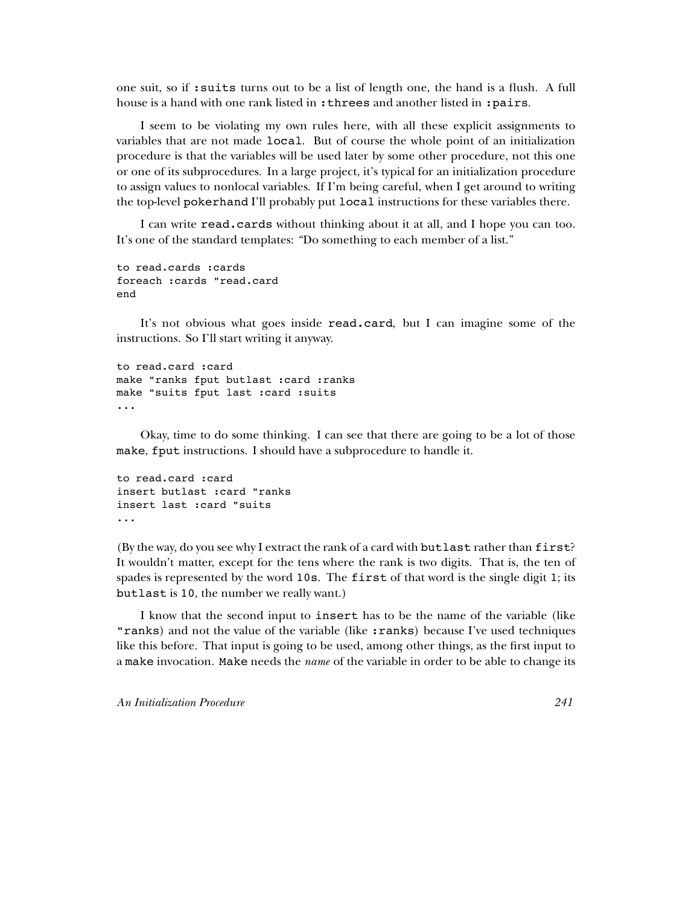one suit, so if `:suits` turns out to be a list of length one, the hand is a flush. A full house is a hand with one rank listed in `:threes` and another listed in `:pairs`.

I seem to be violating my own rules here, with all these explicit assignments to variables that are not made `local`. But of course the whole point of an initialization procedure is that the variables will be used later by some other procedure, not this one or one of its subprocedures. In a large project, it's typical for an initialization procedure to assign values to nonlocal variables. If I'm being careful, when I get around to writing the top-level `pokerhand` I'll probably put `local` instructions for these variables there.

I can write `read.cards` without thinking about it at all, and I hope you can too. It's one of the standard templates: "Do something to each member of a list."

```
to read.cards :cards
foreach :cards "read.card
end
```

It's not obvious what goes inside `read.card`, but I can imagine some of the instructions. So I'll start writing it anyway.

```
to read.card :card
make "ranks fput butlast :card :ranks
make "suits fput last :card :suits
...
```

Okay, time to do some thinking. I can see that there are going to be a lot of those `make`, `fput` instructions. I should have a subprocedure to handle it.

```
to read.card :card
insert butlast :card "ranks
insert last :card "suits
...
```

(By the way, do you see why I extract the rank of a card with `butlast` rather than `first`? It wouldn't matter, except for the tens where the rank is two digits. That is, the ten of spades is represented by the word `10s`. The `first` of that word is the single digit `1`; its `butlast` is `10`, the number we really want.)

I know that the second input to `insert` has to be the name of the variable (like `"ranks`) and not the value of the variable (like `:ranks`) because I've used techniques like this before. That input is going to be used, among other things, as the first input to a `make` invocation. `Make` needs the *name* of the variable in order to be able to change its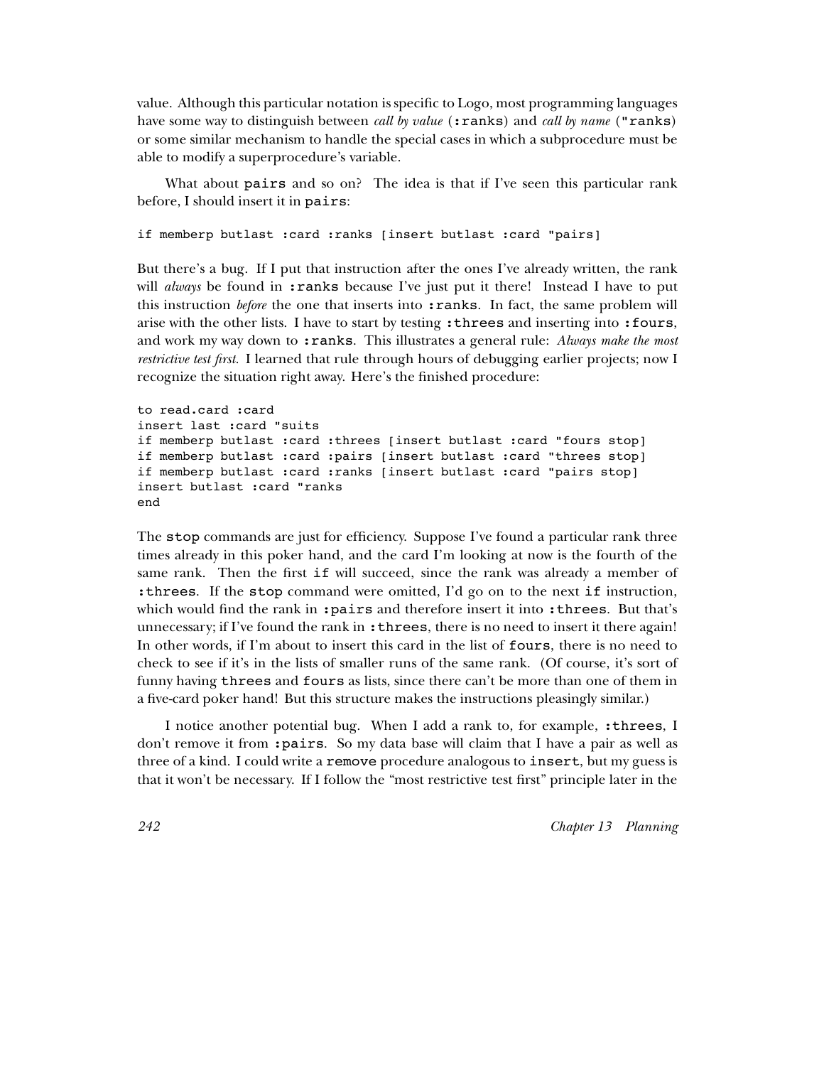value. Although this particular notation is specific to Logo, most programming languages have some way to distinguish between *call by value* (`:ranks`) and *call by name* (`"ranks`) or some similar mechanism to handle the special cases in which a subprocedure must be able to modify a superprocedure's variable.

What about `pairs` and so on? The idea is that if I've seen this particular rank before, I should insert it in `pairs`:

```
if memberp butlast :card :ranks [insert butlast :card "pairs]
```

But there's a bug. If I put that instruction after the ones I've already written, the rank will *always* be found in `:ranks` because I've just put it there! Instead I have to put this instruction *before* the one that inserts into `:ranks`. In fact, the same problem will arise with the other lists. I have to start by testing `:threes` and inserting into `:fours`, and work my way down to `:ranks`. This illustrates a general rule: *Always make the most restrictive test first.* I learned that rule through hours of debugging earlier projects; now I recognize the situation right away. Here's the finished procedure:

```
to read.card :card
insert last :card "suits
if memberp butlast :card :threes [insert butlast :card "fours stop]
if memberp butlast :card :pairs [insert butlast :card "threes stop]
if memberp butlast :card :ranks [insert butlast :card "pairs stop]
insert butlast :card "ranks
end
```

The `stop` commands are just for efficiency. Suppose I've found a particular rank three times already in this poker hand, and the card I'm looking at now is the fourth of the same rank. Then the first `if` will succeed, since the rank was already a member of `:threes`. If the `stop` command were omitted, I'd go on to the next `if` instruction, which would find the rank in `:pairs` and therefore insert it into `:threes`. But that's unnecessary; if I've found the rank in `:threes`, there is no need to insert it there again! In other words, if I'm about to insert this card in the list of `fours`, there is no need to check to see if it's in the lists of smaller runs of the same rank. (Of course, it's sort of funny having `threes` and `fours` as lists, since there can't be more than one of them in a five-card poker hand! But this structure makes the instructions pleasingly similar.)

I notice another potential bug. When I add a rank to, for example, `:threes`, I don't remove it from `:pairs`. So my data base will claim that I have a pair as well as three of a kind. I could write a `remove` procedure analogous to `insert`, but my guess is that it won't be necessary. If I follow the "most restrictive test first" principle later in the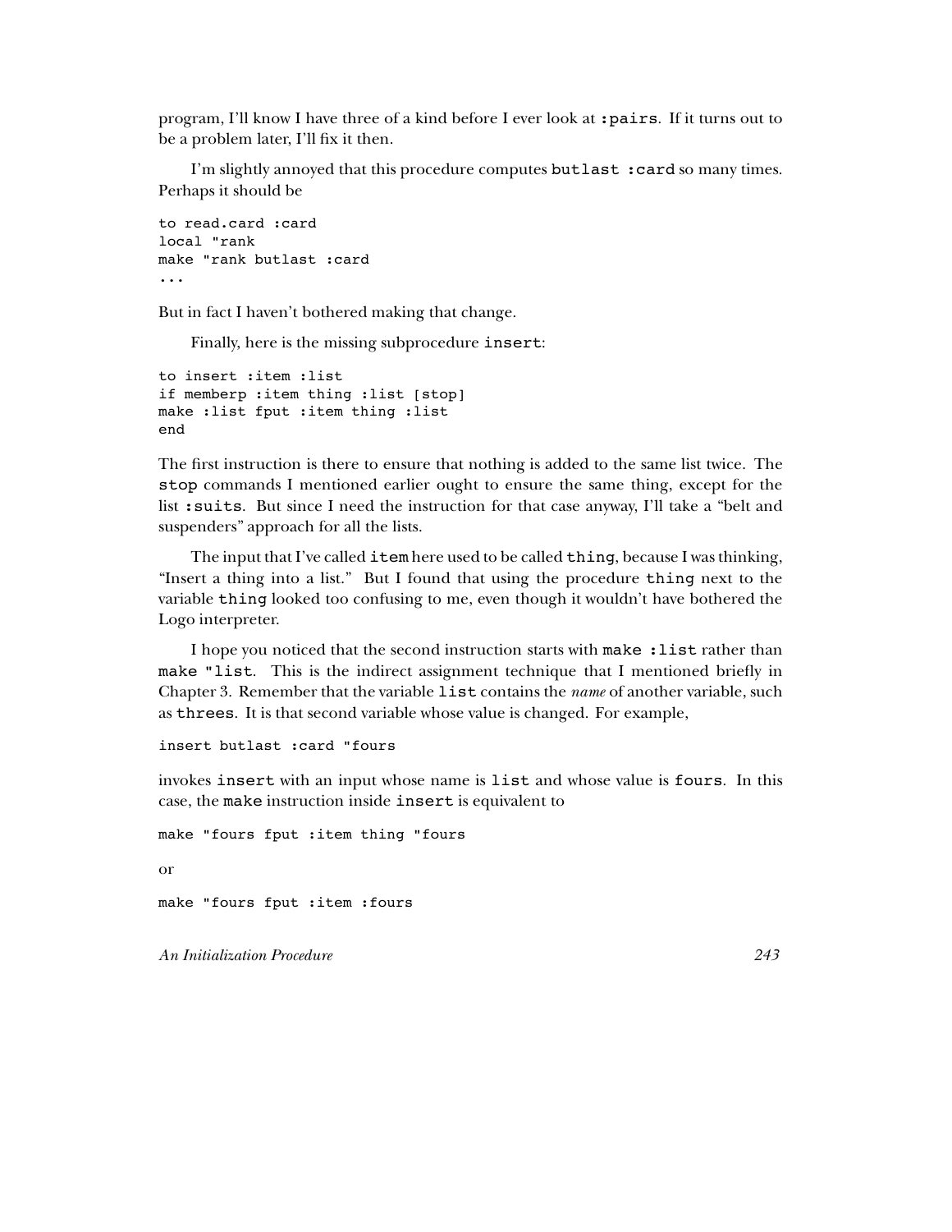program, I'll know I have three of a kind before I ever look at `:pairs`. If it turns out to be a problem later, I'll fix it then.

I'm slightly annoyed that this procedure computes `butlast :card` so many times. Perhaps it should be

```
to read.card :card
local "rank
make "rank butlast :card
...
```

But in fact I haven't bothered making that change.

Finally, here is the missing subprocedure `insert`:

```
to insert :item :list
if memberp :item thing :list [stop]
make :list fput :item thing :list
end
```

The first instruction is there to ensure that nothing is added to the same list twice. The `stop` commands I mentioned earlier ought to ensure the same thing, except for the list `:suits`. But since I need the instruction for that case anyway, I'll take a "belt and suspenders" approach for all the lists.

The input that I've called `item` here used to be called `thing`, because I was thinking, "Insert a thing into a list." But I found that using the procedure `thing` next to the variable `thing` looked too confusing to me, even though it wouldn't have bothered the Logo interpreter.

I hope you noticed that the second instruction starts with `make :list` rather than `make "list`. This is the indirect assignment technique that I mentioned briefly in Chapter 3. Remember that the variable `list` contains the *name* of another variable, such as `threes`. It is that second variable whose value is changed. For example,

```
insert butlast :card "fours
```

invokes `insert` with an input whose name is `list` and whose value is `fours`. In this case, the `make` instruction inside `insert` is equivalent to

```
make "fours fput :item thing "fours
```

or

```
make "fours fput :item :fours
```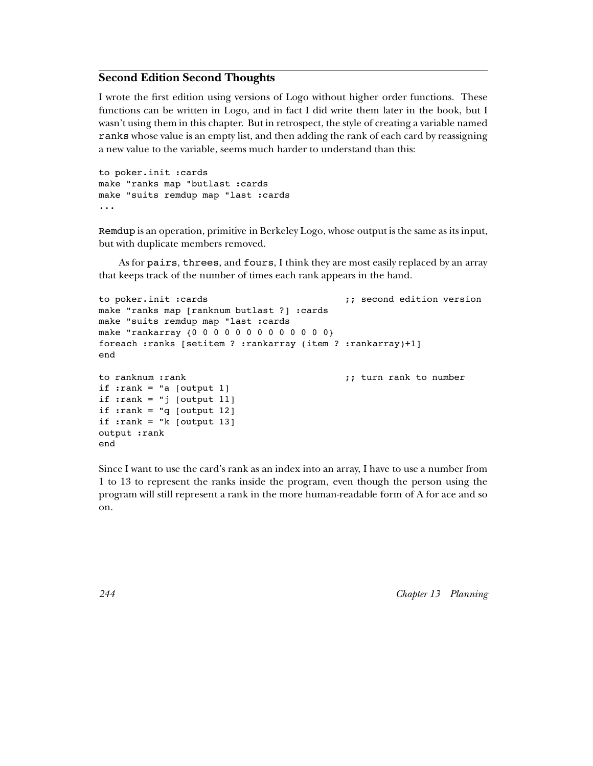## Second Edition Second Thoughts

I wrote the first edition using versions of Logo without higher order functions. These functions can be written in Logo, and in fact I did write them later in the book, but I wasn't using them in this chapter. But in retrospect, the style of creating a variable named `ranks` whose value is an empty list, and then adding the rank of each card by reassigning a new value to the variable, seems much harder to understand than this:

```
to poker.init :cards
make "ranks map "butlast :cards
make "suits remdup map "last :cards
...
```

`Remdup` is an operation, primitive in Berkeley Logo, whose output is the same as its input, but with duplicate members removed.

As for `pairs`, `threes`, and `fours`, I think they are most easily replaced by an array that keeps track of the number of times each rank appears in the hand.

```
to poker.init :cards                          ;; second edition version
make "ranks map [ranknum butlast ?] :cards
make "suits remdup map "last :cards
make "rankarray {0 0 0 0 0 0 0 0 0 0 0 0 0}
foreach :ranks [setitem ? :rankarray (item ? :rankarray)+1]
end

to ranknum :rank                              ;; turn rank to number
if :rank = "a [output 1]
if :rank = "j [output 11]
if :rank = "q [output 12]
if :rank = "k [output 13]
output :rank
end
```

Since I want to use the card's rank as an index into an array, I have to use a number from 1 to 13 to represent the ranks inside the program, even though the person using the program will still represent a rank in the more human-readable form of A for ace and so on.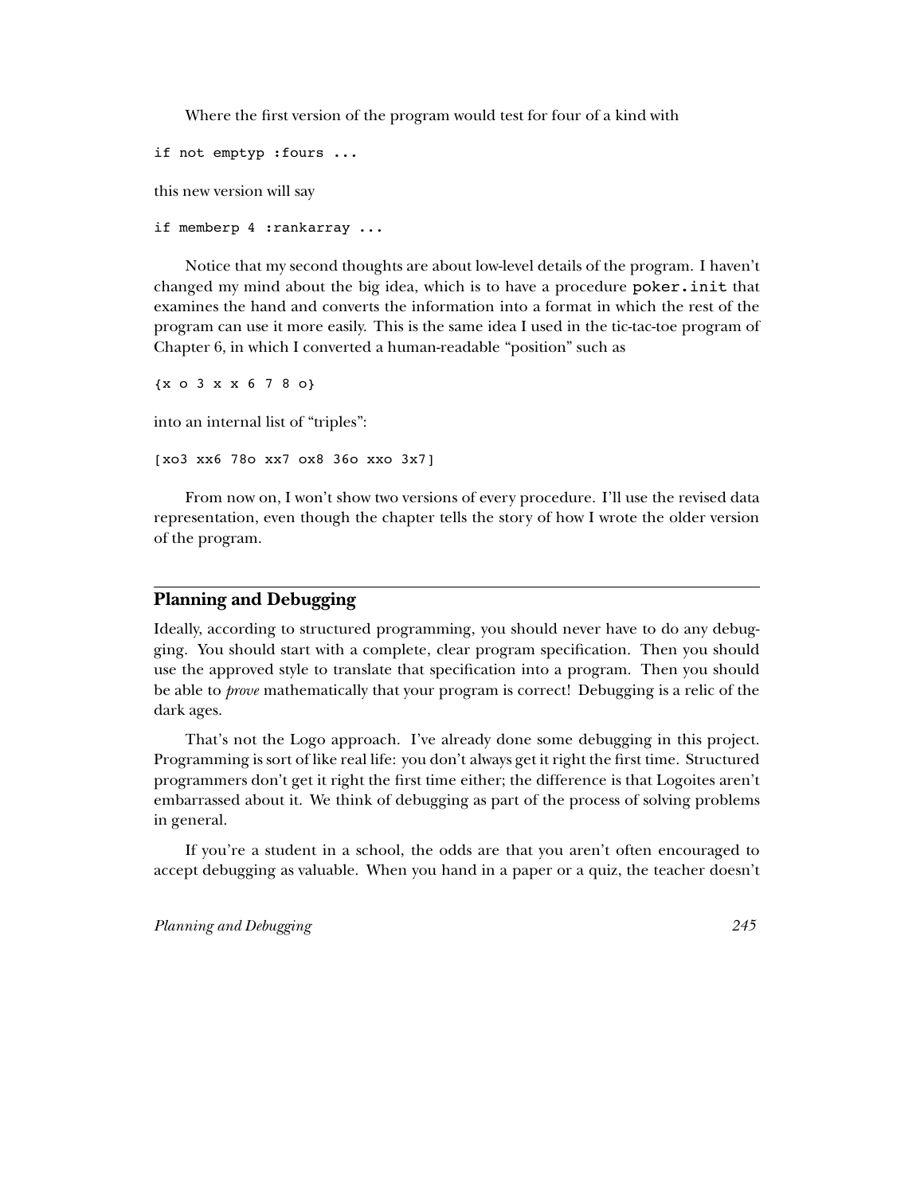Where the first version of the program would test for four of a kind with

```
if not emptyp :fours ...
```

this new version will say

```
if memberp 4 :rankarray ...
```

Notice that my second thoughts are about low-level details of the program. I haven't changed my mind about the big idea, which is to have a procedure `poker.init` that examines the hand and converts the information into a format in which the rest of the program can use it more easily. This is the same idea I used in the tic-tac-toe program of Chapter 6, in which I converted a human-readable "position" such as

```
{x o 3 x x 6 7 8 o}
```

into an internal list of "triples":

```
[xo3 xx6 78o xx7 ox8 36o xxo 3x7]
```

From now on, I won't show two versions of every procedure. I'll use the revised data representation, even though the chapter tells the story of how I wrote the older version of the program.

## Planning and Debugging

Ideally, according to structured programming, you should never have to do any debugging. You should start with a complete, clear program specification. Then you should use the approved style to translate that specification into a program. Then you should be able to *prove* mathematically that your program is correct! Debugging is a relic of the dark ages.

That's not the Logo approach. I've already done some debugging in this project. Programming is sort of like real life: you don't always get it right the first time. Structured programmers don't get it right the first time either; the difference is that Logoites aren't embarrassed about it. We think of debugging as part of the process of solving problems in general.

If you're a student in a school, the odds are that you aren't often encouraged to accept debugging as valuable. When you hand in a paper or a quiz, the teacher doesn't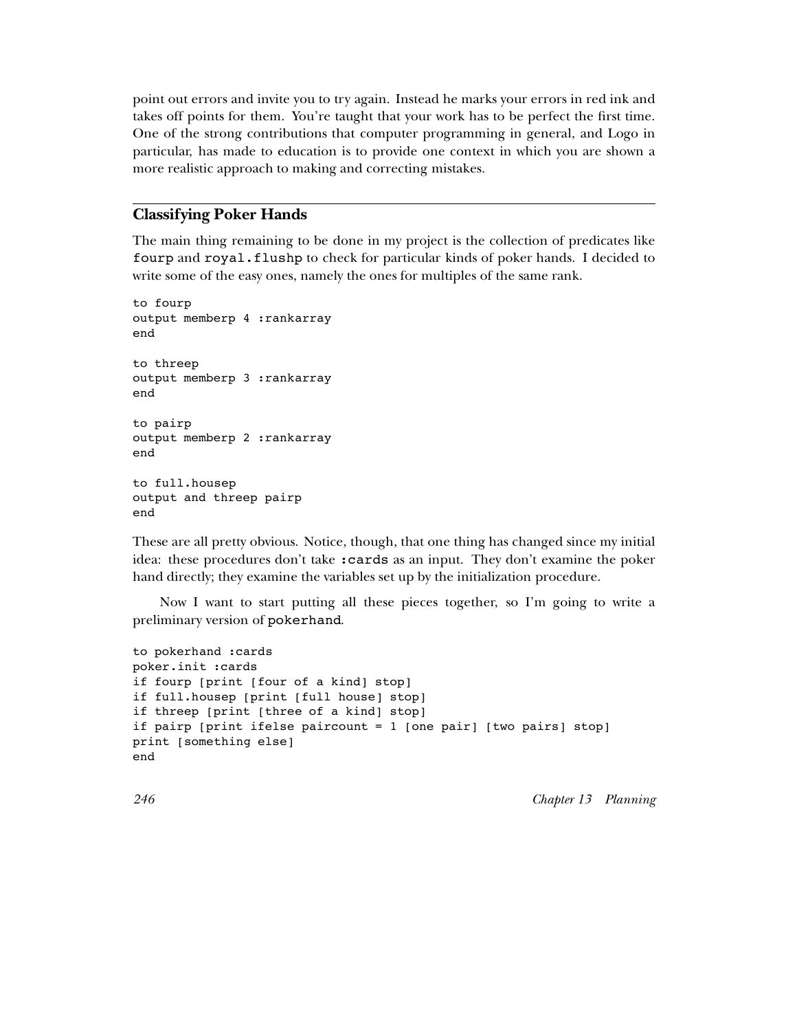point out errors and invite you to try again. Instead he marks your errors in red ink and takes off points for them. You're taught that your work has to be perfect the first time. One of the strong contributions that computer programming in general, and Logo in particular, has made to education is to provide one context in which you are shown a more realistic approach to making and correcting mistakes.

## Classifying Poker Hands

The main thing remaining to be done in my project is the collection of predicates like `fourp` and `royal.flushp` to check for particular kinds of poker hands. I decided to write some of the easy ones, namely the ones for multiples of the same rank.

```
to fourp
output memberp 4 :rankarray
end

to threep
output memberp 3 :rankarray
end

to pairp
output memberp 2 :rankarray
end

to full.housep
output and threep pairp
end
```

These are all pretty obvious. Notice, though, that one thing has changed since my initial idea: these procedures don't take `:cards` as an input. They don't examine the poker hand directly; they examine the variables set up by the initialization procedure.

Now I want to start putting all these pieces together, so I'm going to write a preliminary version of `pokerhand`.

```
to pokerhand :cards
poker.init :cards
if fourp [print [four of a kind] stop]
if full.housep [print [full house] stop]
if threep [print [three of a kind] stop]
if pairp [print ifelse paircount = 1 [one pair] [two pairs] stop]
print [something else]
end
```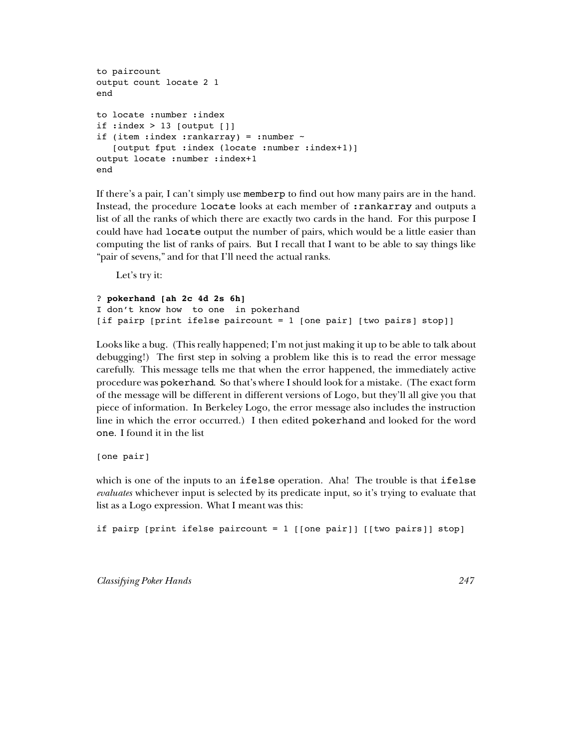```
to paircount
output count locate 2 1
end

to locate :number :index
if :index > 13 [output []]
if (item :index :rankarray) = :number ~
   [output fput :index (locate :number :index+1)]
output locate :number :index+1
end
```

If there's a pair, I can't simply use `memberp` to find out how many pairs are in the hand. Instead, the procedure `locate` looks at each member of `:rankarray` and outputs a list of all the ranks of which there are exactly two cards in the hand. For this purpose I could have had `locate` output the number of pairs, which would be a little easier than computing the list of ranks of pairs. But I recall that I want to be able to say things like "pair of sevens," and for that I'll need the actual ranks.

Let's try it:

```
? pokerhand [ah 2c 4d 2s 6h]
I don't know how  to one  in pokerhand
[if pairp [print ifelse paircount = 1 [one pair] [two pairs] stop]]
```

Looks like a bug. (This really happened; I'm not just making it up to be able to talk about debugging!) The first step in solving a problem like this is to read the error message carefully. This message tells me that when the error happened, the immediately active procedure was `pokerhand`. So that's where I should look for a mistake. (The exact form of the message will be different in different versions of Logo, but they'll all give you that piece of information. In Berkeley Logo, the error message also includes the instruction line in which the error occurred.) I then edited `pokerhand` and looked for the word `one`. I found it in the list

```
[one pair]
```

which is one of the inputs to an `ifelse` operation. Aha! The trouble is that `ifelse` *evaluates* whichever input is selected by its predicate input, so it's trying to evaluate that list as a Logo expression. What I meant was this:

```
if pairp [print ifelse paircount = 1 [[one pair]] [[two pairs]] stop]
```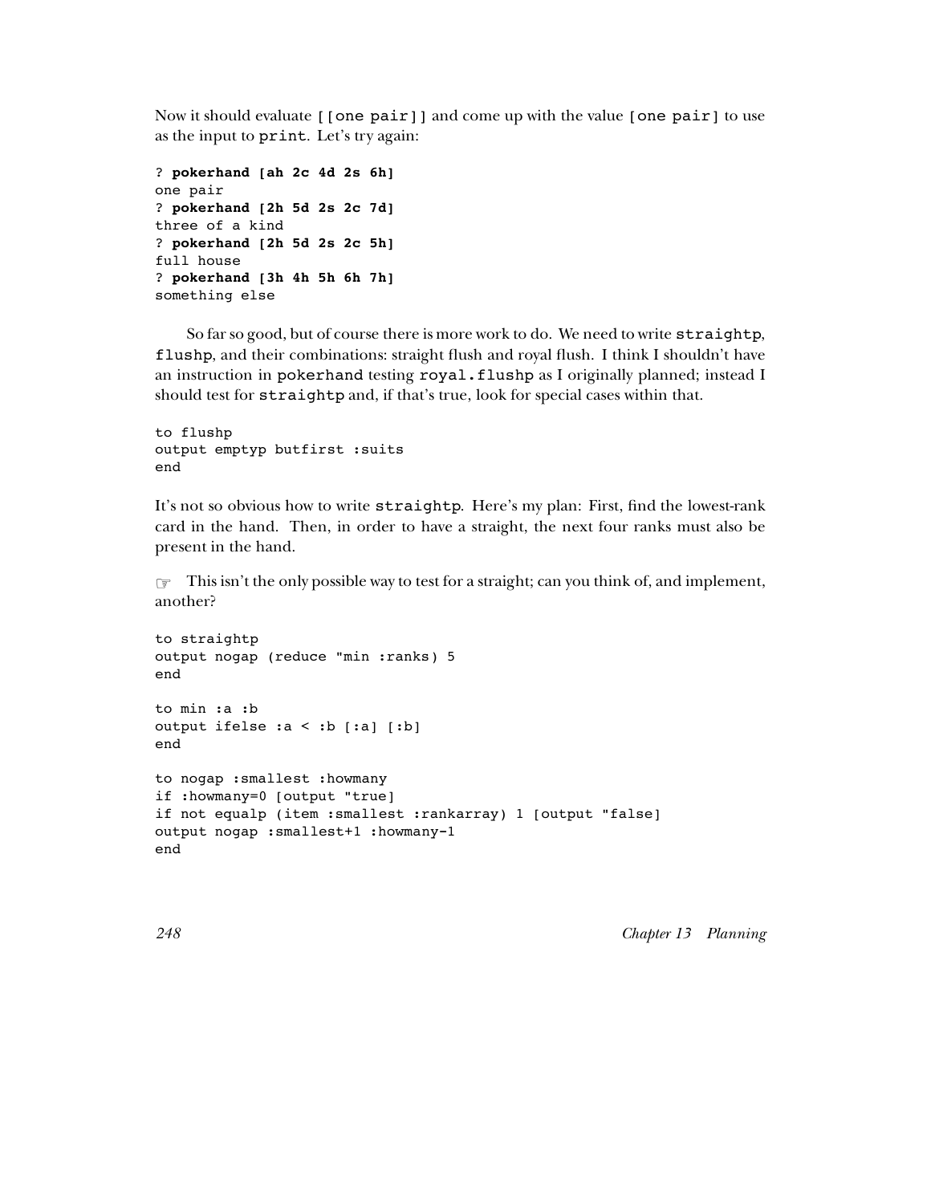Now it should evaluate `[[one pair]]` and come up with the value `[one pair]` to use as the input to `print`. Let's try again:

```
? pokerhand [ah 2c 4d 2s 6h]
one pair
? pokerhand [2h 5d 2s 2c 7d]
three of a kind
? pokerhand [2h 5d 2s 2c 5h]
full house
? pokerhand [3h 4h 5h 6h 7h]
something else
```

So far so good, but of course there is more work to do. We need to write `straightp`, `flushp`, and their combinations: straight flush and royal flush. I think I shouldn't have an instruction in `pokerhand` testing `royal.flushp` as I originally planned; instead I should test for `straightp` and, if that's true, look for special cases within that.

```
to flushp
output emptyp butfirst :suits
end
```

It's not so obvious how to write `straightp`. Here's my plan: First, find the lowest-rank card in the hand. Then, in order to have a straight, the next four ranks must also be present in the hand.

☞ This isn't the only possible way to test for a straight; can you think of, and implement, another?

```
to straightp
output nogap (reduce "min :ranks) 5
end

to min :a :b
output ifelse :a < :b [:a] [:b]
end

to nogap :smallest :howmany
if :howmany=0 [output "true]
if not equalp (item :smallest :rankarray) 1 [output "false]
output nogap :smallest+1 :howmany-1
end
```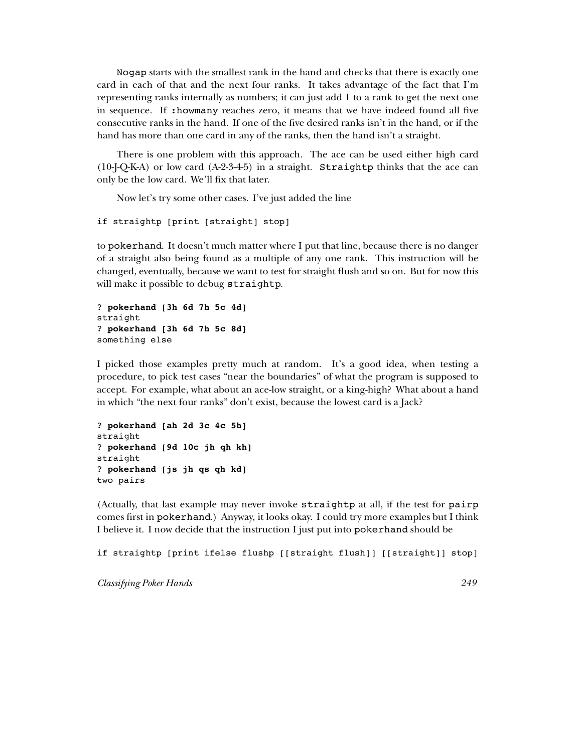`Nogap` starts with the smallest rank in the hand and checks that there is exactly one card in each of that and the next four ranks. It takes advantage of the fact that I'm representing ranks internally as numbers; it can just add 1 to a rank to get the next one in sequence. If `:howmany` reaches zero, it means that we have indeed found all five consecutive ranks in the hand. If one of the five desired ranks isn't in the hand, or if the hand has more than one card in any of the ranks, then the hand isn't a straight.

There is one problem with this approach. The ace can be used either high card (10-J-Q-K-A) or low card (A-2-3-4-5) in a straight. `Straightp` thinks that the ace can only be the low card. We'll fix that later.

Now let's try some other cases. I've just added the line

```
if straightp [print [straight] stop]
```

to `pokerhand`. It doesn't much matter where I put that line, because there is no danger of a straight also being found as a multiple of any one rank. This instruction will be changed, eventually, because we want to test for straight flush and so on. But for now this will make it possible to debug `straightp`.

```
? pokerhand [3h 6d 7h 5c 4d]
straight
? pokerhand [3h 6d 7h 5c 8d]
something else
```

I picked those examples pretty much at random. It's a good idea, when testing a procedure, to pick test cases "near the boundaries" of what the program is supposed to accept. For example, what about an ace-low straight, or a king-high? What about a hand in which "the next four ranks" don't exist, because the lowest card is a Jack?

```
? pokerhand [ah 2d 3c 4c 5h]
straight
? pokerhand [9d 10c jh qh kh]
straight
? pokerhand [js jh qs qh kd]
two pairs
```

(Actually, that last example may never invoke `straightp` at all, if the test for `pairp` comes first in `pokerhand`.) Anyway, it looks okay. I could try more examples but I think I believe it. I now decide that the instruction I just put into `pokerhand` should be

```
if straightp [print ifelse flushp [[straight flush]] [[straight]] stop]
```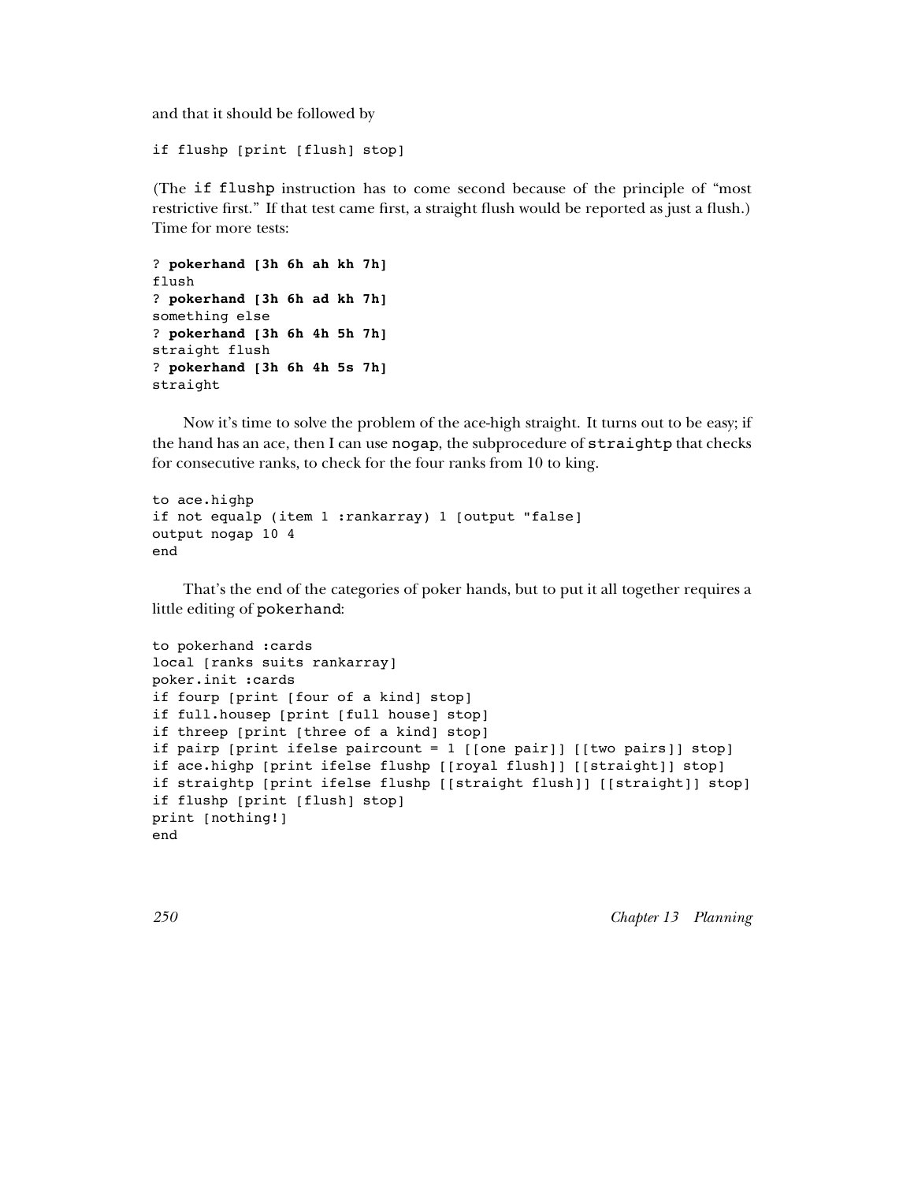and that it should be followed by

```
if flushp [print [flush] stop]
```

(The `if flushp` instruction has to come second because of the principle of "most restrictive first." If that test came first, a straight flush would be reported as just a flush.) Time for more tests:

```
? pokerhand [3h 6h ah kh 7h]
flush
? pokerhand [3h 6h ad kh 7h]
something else
? pokerhand [3h 6h 4h 5h 7h]
straight flush
? pokerhand [3h 6h 4h 5s 7h]
straight
```

Now it's time to solve the problem of the ace-high straight. It turns out to be easy; if the hand has an ace, then I can use `nogap`, the subprocedure of `straightp` that checks for consecutive ranks, to check for the four ranks from 10 to king.

```
to ace.highp
if not equalp (item 1 :rankarray) 1 [output "false]
output nogap 10 4
end
```

That's the end of the categories of poker hands, but to put it all together requires a little editing of `pokerhand`:

```
to pokerhand :cards
local [ranks suits rankarray]
poker.init :cards
if fourp [print [four of a kind] stop]
if full.housep [print [full house] stop]
if threep [print [three of a kind] stop]
if pairp [print ifelse paircount = 1 [[one pair]] [[two pairs]] stop]
if ace.highp [print ifelse flushp [[royal flush]] [[straight]] stop]
if straightp [print ifelse flushp [[straight flush]] [[straight]] stop]
if flushp [print [flush] stop]
print [nothing!]
end
```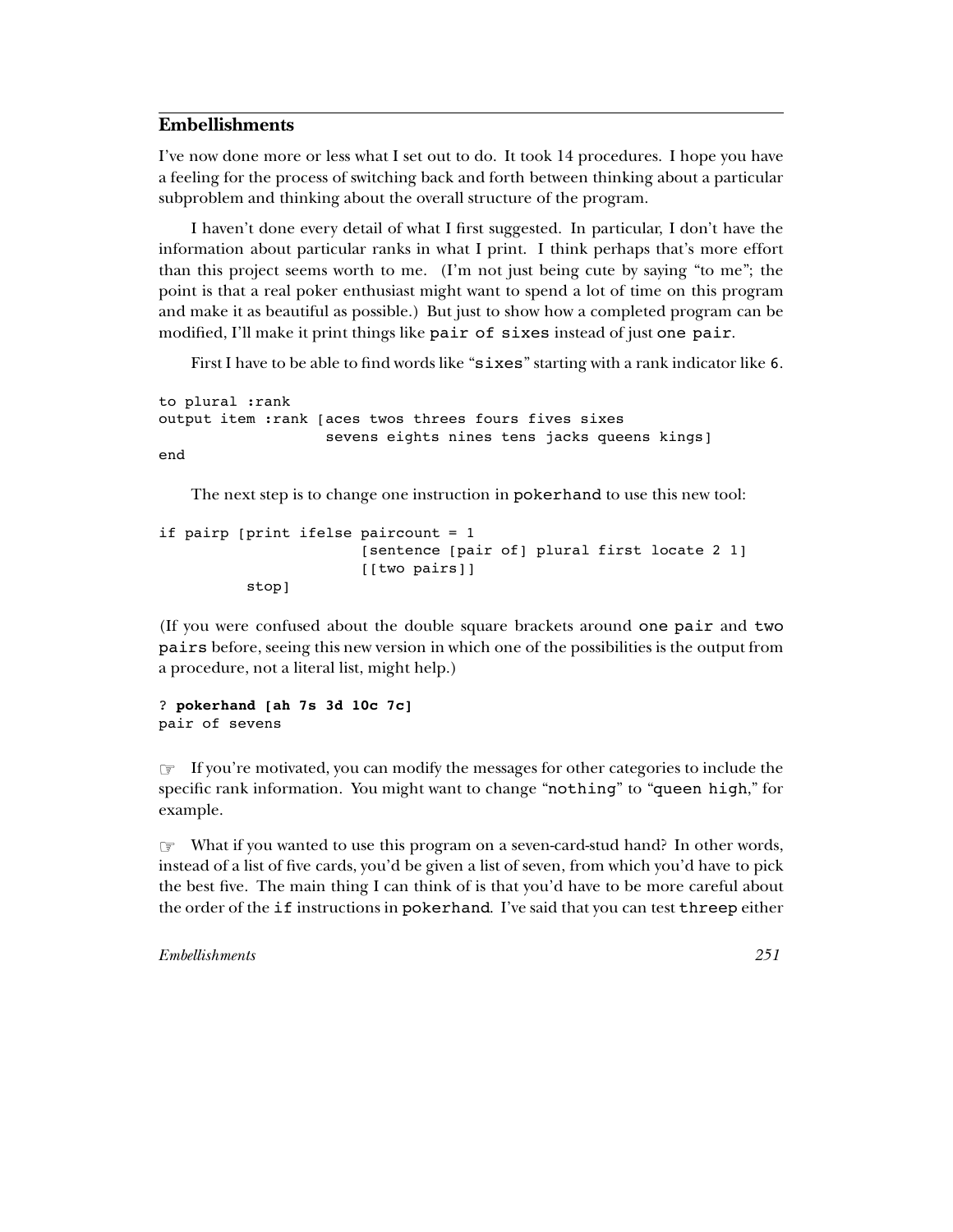## Embellishments

I've now done more or less what I set out to do. It took 14 procedures. I hope you have a feeling for the process of switching back and forth between thinking about a particular subproblem and thinking about the overall structure of the program.

I haven't done every detail of what I first suggested. In particular, I don't have the information about particular ranks in what I print. I think perhaps that's more effort than this project seems worth to me. (I'm not just being cute by saying "to me"; the point is that a real poker enthusiast might want to spend a lot of time on this program and make it as beautiful as possible.) But just to show how a completed program can be modified, I'll make it print things like `pair of sixes` instead of just `one pair`.

First I have to be able to find words like "`sixes`" starting with a rank indicator like `6`.

```
to plural :rank
output item :rank [aces twos threes fours fives sixes
                   sevens eights nines tens jacks queens kings]
end
```

The next step is to change one instruction in `pokerhand` to use this new tool:

```
if pairp [print ifelse paircount = 1
                       [sentence [pair of] plural first locate 2 1]
                       [[two pairs]]
          stop]
```

(If you were confused about the double square brackets around `one pair` and `two pairs` before, seeing this new version in which one of the possibilities is the output from a procedure, not a literal list, might help.)

```
? pokerhand [ah 7s 3d 10c 7c]
pair of sevens
```

☞ If you're motivated, you can modify the messages for other categories to include the specific rank information. You might want to change "`nothing`" to "`queen high`," for example.

☞ What if you wanted to use this program on a seven-card-stud hand? In other words, instead of a list of five cards, you'd be given a list of seven, from which you'd have to pick the best five. The main thing I can think of is that you'd have to be more careful about the order of the `if` instructions in `pokerhand`. I've said that you can test `threep` either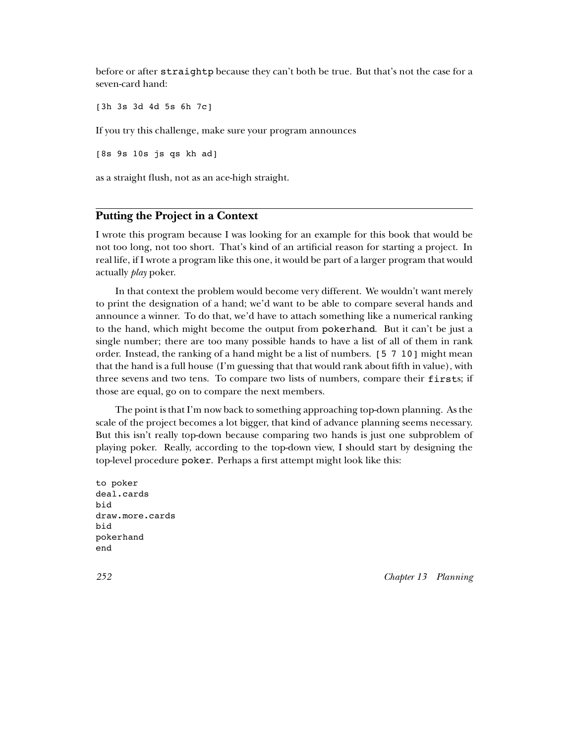before or after `straightp` because they can't both be true. But that's not the case for a seven-card hand:

```
[3h 3s 3d 4d 5s 6h 7c]
```

If you try this challenge, make sure your program announces

```
[8s 9s 10s js qs kh ad]
```

as a straight flush, not as an ace-high straight.

## Putting the Project in a Context

I wrote this program because I was looking for an example for this book that would be not too long, not too short. That's kind of an artificial reason for starting a project. In real life, if I wrote a program like this one, it would be part of a larger program that would actually *play* poker.

In that context the problem would become very different. We wouldn't want merely to print the designation of a hand; we'd want to be able to compare several hands and announce a winner. To do that, we'd have to attach something like a numerical ranking to the hand, which might become the output from `pokerhand`. But it can't be just a single number; there are too many possible hands to have a list of all of them in rank order. Instead, the ranking of a hand might be a list of numbers. `[5 7 10]` might mean that the hand is a full house (I'm guessing that that would rank about fifth in value), with three sevens and two tens. To compare two lists of numbers, compare their `first`s; if those are equal, go on to compare the next members.

The point is that I'm now back to something approaching top-down planning. As the scale of the project becomes a lot bigger, that kind of advance planning seems necessary. But this isn't really top-down because comparing two hands is just one subproblem of playing poker. Really, according to the top-down view, I should start by designing the top-level procedure `poker`. Perhaps a first attempt might look like this:

```
to poker
deal.cards
bid
draw.more.cards
bid
pokerhand
end
```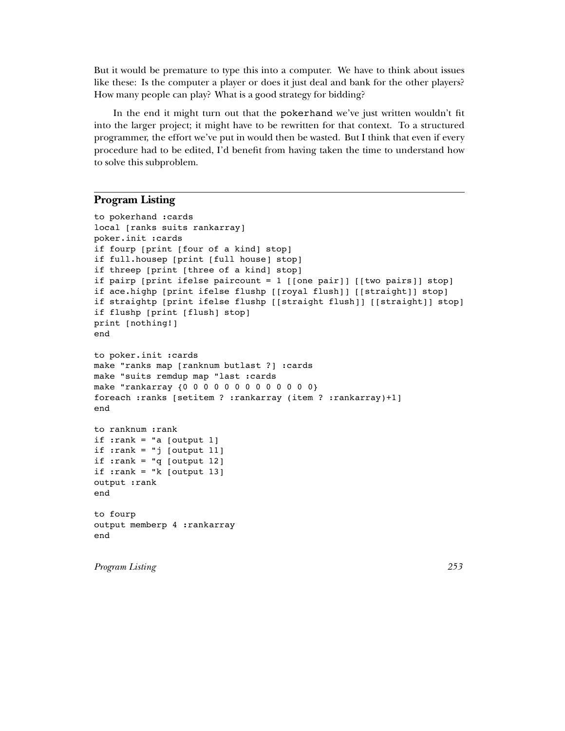But it would be premature to type this into a computer. We have to think about issues like these: Is the computer a player or does it just deal and bank for the other players? How many people can play? What is a good strategy for bidding?

In the end it might turn out that the pokerhand we've just written wouldn't fit into the larger project; it might have to be rewritten for that context. To a structured programmer, the effort we've put in would then be wasted. But I think that even if every procedure had to be edited, I'd benefit from having taken the time to understand how to solve this subproblem.

## Program Listing

```
to pokerhand :cards
local [ranks suits rankarray]
poker.init :cards
if fourp [print [four of a kind] stop]
if full.housep [print [full house] stop]
if threep [print [three of a kind] stop]
if pairp [print ifelse paircount = 1 [[one pair]] [[two pairs]] stop]
if ace.highp [print ifelse flushp [[royal flush]] [[straight]] stop]
if straightp [print ifelse flushp [[straight flush]] [[straight]] stop]
if flushp [print [flush] stop]
print [nothing!]
end

to poker.init :cards
make "ranks map [ranknum butlast ?] :cards
make "suits remdup map "last :cards
make "rankarray {0 0 0 0 0 0 0 0 0 0 0 0 0}
foreach :ranks [setitem ? :rankarray (item ? :rankarray)+1]
end

to ranknum :rank
if :rank = "a [output 1]
if :rank = "j [output 11]
if :rank = "q [output 12]
if :rank = "k [output 13]
output :rank
end

to fourp
output memberp 4 :rankarray
end
```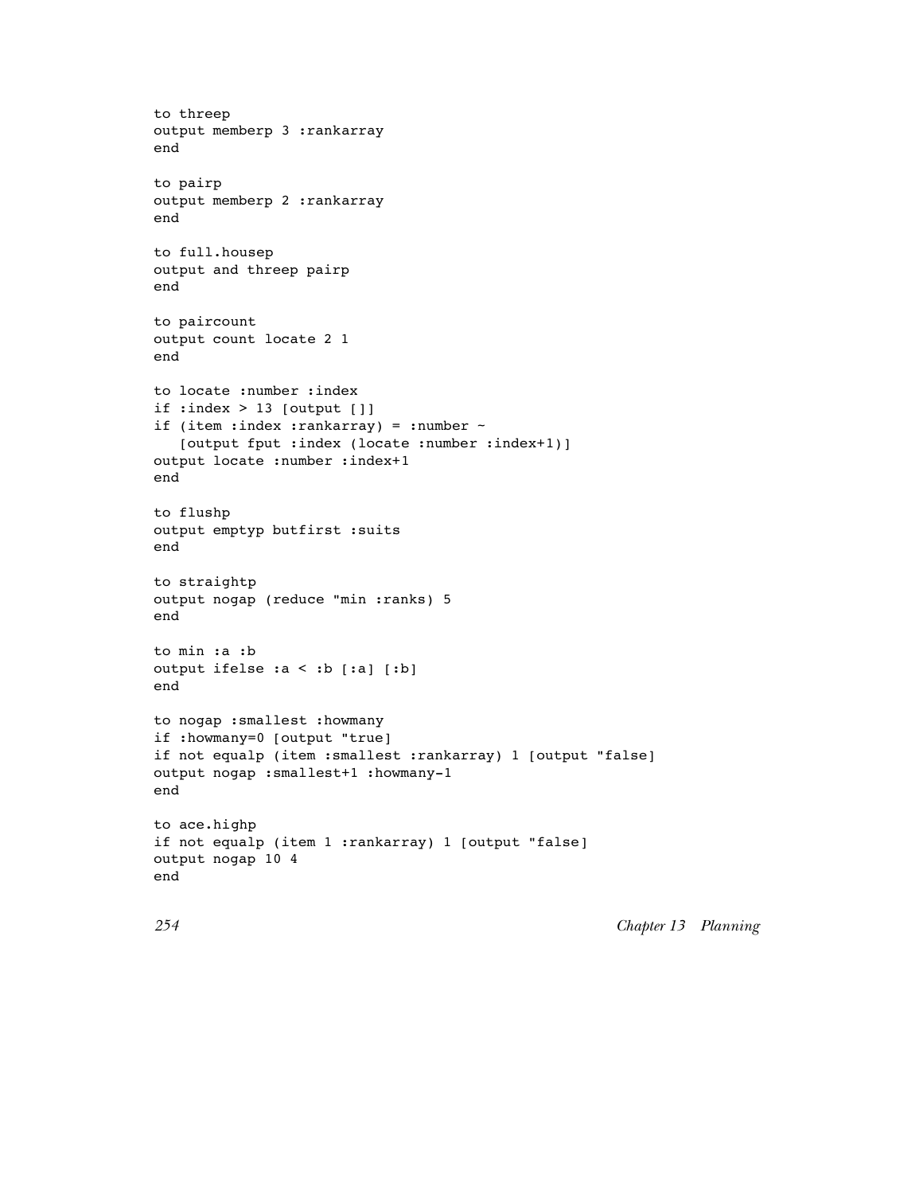```
to threep
output memberp 3 :rankarray
end

to pairp
output memberp 2 :rankarray
end

to full.housep
output and threep pairp
end

to paircount
output count locate 2 1
end

to locate :number :index
if :index > 13 [output []]
if (item :index :rankarray) = :number ~
   [output fput :index (locate :number :index+1)]
output locate :number :index+1
end

to flushp
output emptyp butfirst :suits
end

to straightp
output nogap (reduce "min :ranks) 5
end

to min :a :b
output ifelse :a < :b [:a] [:b]
end

to nogap :smallest :howmany
if :howmany=0 [output "true]
if not equalp (item :smallest :rankarray) 1 [output "false]
output nogap :smallest+1 :howmany-1
end

to ace.highp
if not equalp (item 1 :rankarray) 1 [output "false]
output nogap 10 4
end
```